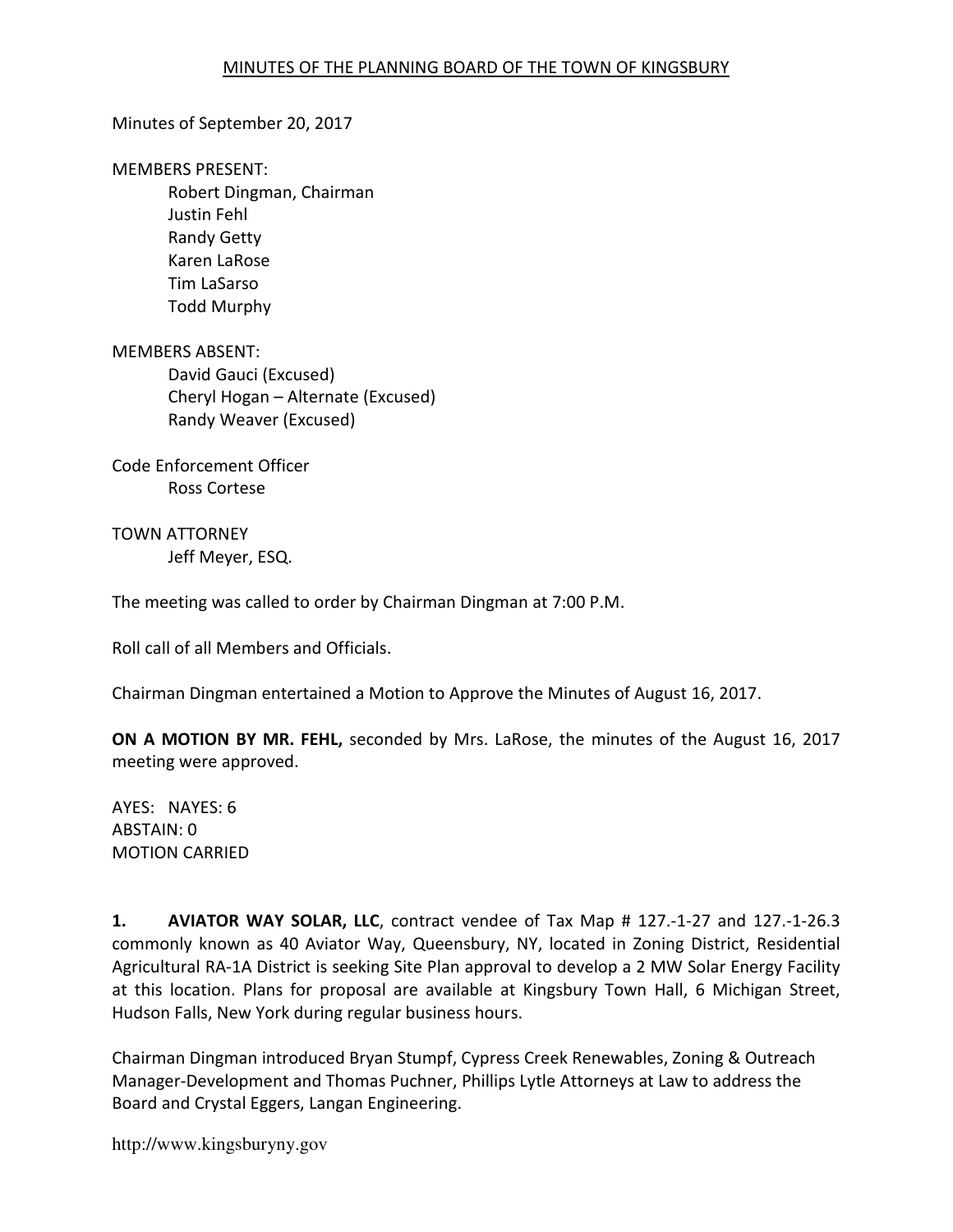MINUTES OF THE PLANNING BOARD OF THE TOWN OF KINGSBURY

Minutes of September 20, 2017

MEMBERS PRESENT:

Robert Dingman, Chairman
Justin Fehl
Randy Getty
Karen LaRose
Tim LaSarso
Todd Murphy

MEMBERS ABSENT:

David Gauci (Excused)
Cheryl Hogan – Alternate (Excused)
Randy Weaver (Excused)

Code Enforcement Officer

Ross Cortese

TOWN ATTORNEY

Jeff Meyer, ESQ.

The meeting was called to order by Chairman Dingman at 7:00 P.M.

Roll call of all Members and Officials.

Chairman Dingman entertained a Motion to Approve the Minutes of August 16, 2017.

**ON A MOTION BY MR. FEHL,** seconded by Mrs. LaRose, the minutes of the August 16, 2017 meeting were approved.

AYES: NAYES: 6
ABSTAIN: 0
MOTION CARRIED

**1. AVIATOR WAY SOLAR, LLC**, contract vendee of Tax Map # 127.-1-27 and 127.-1-26.3 commonly known as 40 Aviator Way, Queensbury, NY, located in Zoning District, Residential Agricultural RA-1A District is seeking Site Plan approval to develop a 2 MW Solar Energy Facility at this location. Plans for proposal are available at Kingsbury Town Hall, 6 Michigan Street, Hudson Falls, New York during regular business hours.

Chairman Dingman introduced Bryan Stumpf, Cypress Creek Renewables, Zoning & Outreach Manager-Development and Thomas Puchner, Phillips Lytle Attorneys at Law to address the Board and Crystal Eggers, Langan Engineering.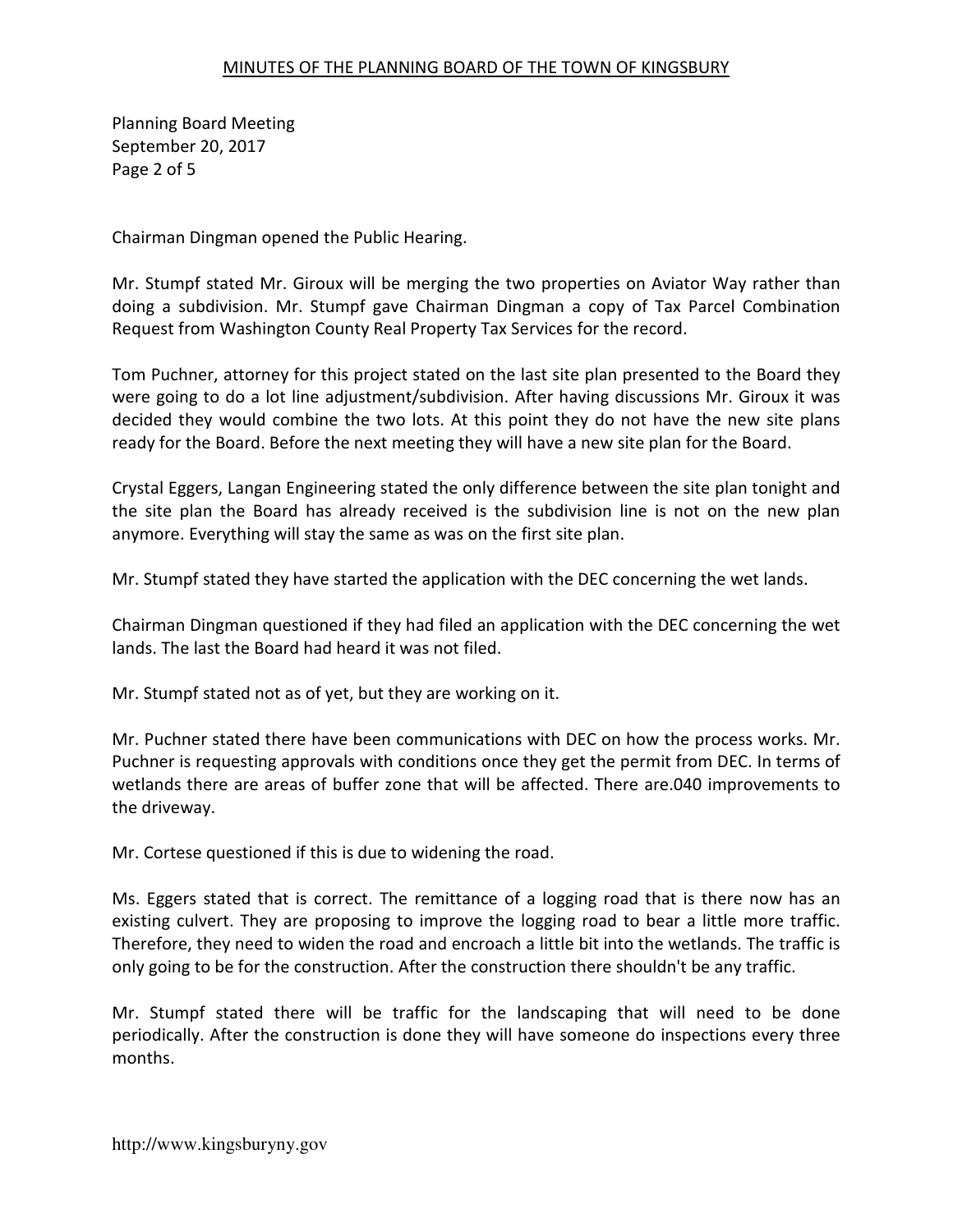Chairman Dingman opened the Public Hearing.

Mr. Stumpf stated Mr. Giroux will be merging the two properties on Aviator Way rather than doing a subdivision. Mr. Stumpf gave Chairman Dingman a copy of Tax Parcel Combination Request from Washington County Real Property Tax Services for the record.

Tom Puchner, attorney for this project stated on the last site plan presented to the Board they were going to do a lot line adjustment/subdivision. After having discussions Mr. Giroux it was decided they would combine the two lots. At this point they do not have the new site plans ready for the Board. Before the next meeting they will have a new site plan for the Board.

Crystal Eggers, Langan Engineering stated the only difference between the site plan tonight and the site plan the Board has already received is the subdivision line is not on the new plan anymore. Everything will stay the same as was on the first site plan.

Mr. Stumpf stated they have started the application with the DEC concerning the wet lands.

Chairman Dingman questioned if they had filed an application with the DEC concerning the wet lands. The last the Board had heard it was not filed.

Mr. Stumpf stated not as of yet, but they are working on it.

Mr. Puchner stated there have been communications with DEC on how the process works. Mr. Puchner is requesting approvals with conditions once they get the permit from DEC. In terms of wetlands there are areas of buffer zone that will be affected. There are.040 improvements to the driveway.

Mr. Cortese questioned if this is due to widening the road.

Ms. Eggers stated that is correct. The remittance of a logging road that is there now has an existing culvert. They are proposing to improve the logging road to bear a little more traffic. Therefore, they need to widen the road and encroach a little bit into the wetlands. The traffic is only going to be for the construction. After the construction there shouldn't be any traffic.

Mr. Stumpf stated there will be traffic for the landscaping that will need to be done periodically. After the construction is done they will have someone do inspections every three months.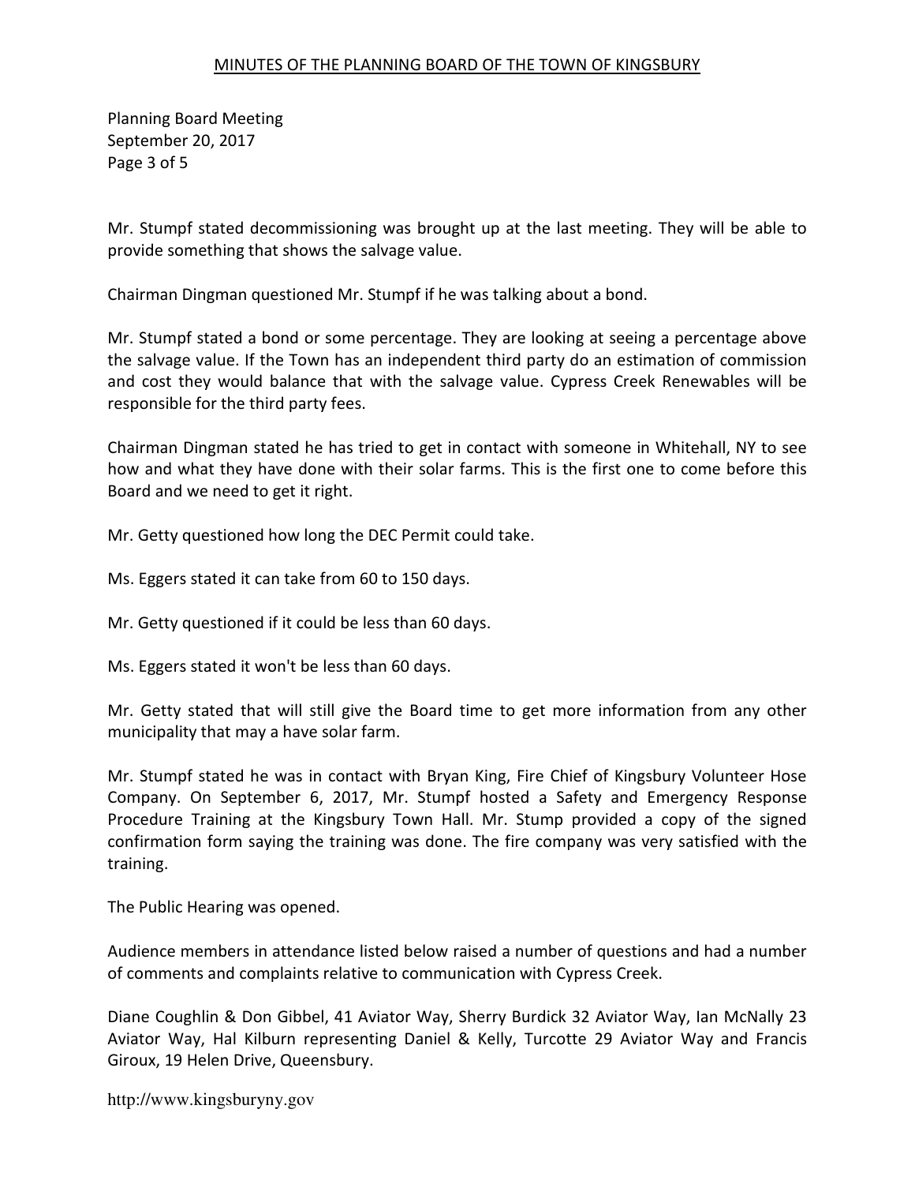Mr. Stumpf stated decommissioning was brought up at the last meeting. They will be able to provide something that shows the salvage value.

Chairman Dingman questioned Mr. Stumpf if he was talking about a bond.

Mr. Stumpf stated a bond or some percentage. They are looking at seeing a percentage above the salvage value. If the Town has an independent third party do an estimation of commission and cost they would balance that with the salvage value. Cypress Creek Renewables will be responsible for the third party fees.

Chairman Dingman stated he has tried to get in contact with someone in Whitehall, NY to see how and what they have done with their solar farms. This is the first one to come before this Board and we need to get it right.

Mr. Getty questioned how long the DEC Permit could take.

Ms. Eggers stated it can take from 60 to 150 days.

Mr. Getty questioned if it could be less than 60 days.

Ms. Eggers stated it won't be less than 60 days.

Mr. Getty stated that will still give the Board time to get more information from any other municipality that may a have solar farm.

Mr. Stumpf stated he was in contact with Bryan King, Fire Chief of Kingsbury Volunteer Hose Company. On September 6, 2017, Mr. Stumpf hosted a Safety and Emergency Response Procedure Training at the Kingsbury Town Hall. Mr. Stump provided a copy of the signed confirmation form saying the training was done. The fire company was very satisfied with the training.

The Public Hearing was opened.

Audience members in attendance listed below raised a number of questions and had a number of comments and complaints relative to communication with Cypress Creek.

Diane Coughlin & Don Gibbel, 41 Aviator Way, Sherry Burdick 32 Aviator Way, Ian McNally 23 Aviator Way, Hal Kilburn representing Daniel & Kelly, Turcotte 29 Aviator Way and Francis Giroux, 19 Helen Drive, Queensbury.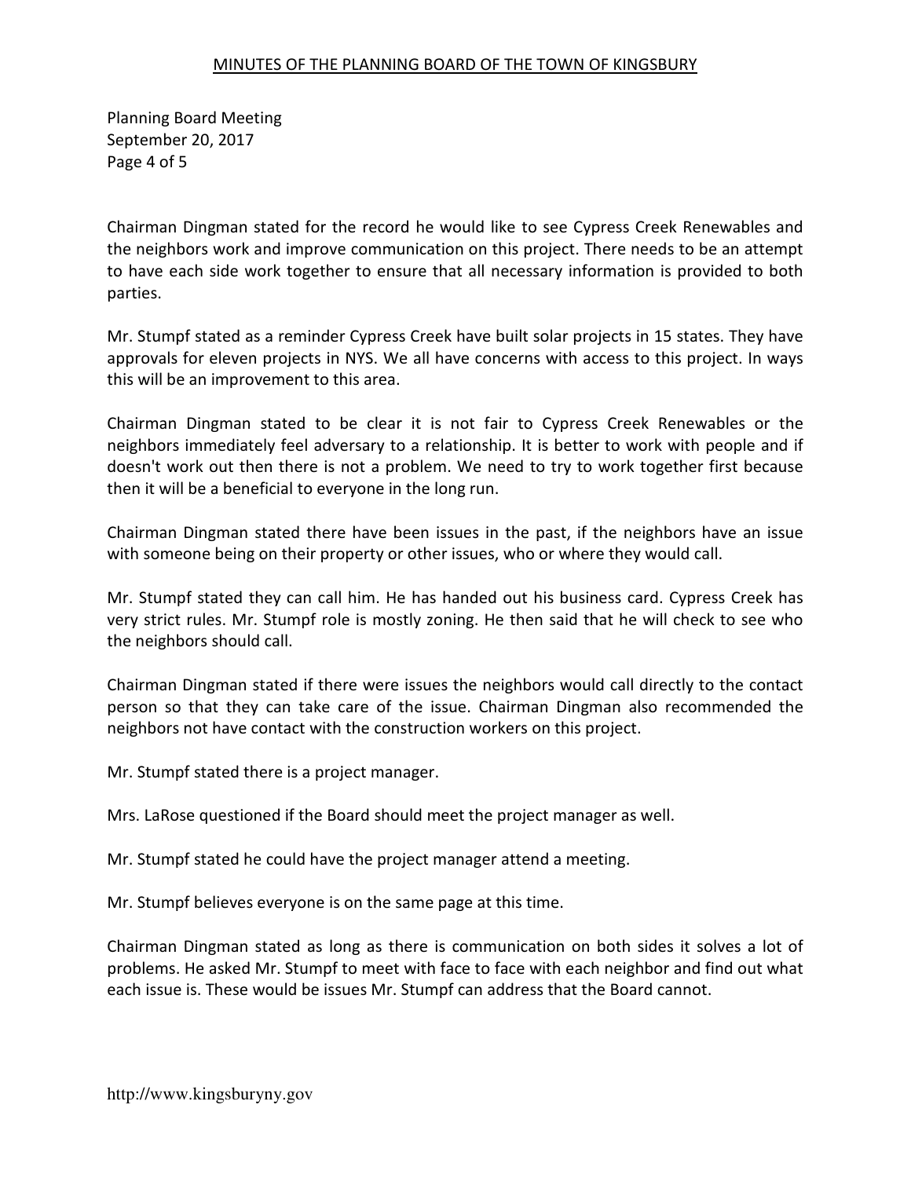Chairman Dingman stated for the record he would like to see Cypress Creek Renewables and the neighbors work and improve communication on this project. There needs to be an attempt to have each side work together to ensure that all necessary information is provided to both parties.

Mr. Stumpf stated as a reminder Cypress Creek have built solar projects in 15 states. They have approvals for eleven projects in NYS. We all have concerns with access to this project. In ways this will be an improvement to this area.

Chairman Dingman stated to be clear it is not fair to Cypress Creek Renewables or the neighbors immediately feel adversary to a relationship. It is better to work with people and if doesn't work out then there is not a problem. We need to try to work together first because then it will be a beneficial to everyone in the long run.

Chairman Dingman stated there have been issues in the past, if the neighbors have an issue with someone being on their property or other issues, who or where they would call.

Mr. Stumpf stated they can call him. He has handed out his business card. Cypress Creek has very strict rules. Mr. Stumpf role is mostly zoning. He then said that he will check to see who the neighbors should call.

Chairman Dingman stated if there were issues the neighbors would call directly to the contact person so that they can take care of the issue. Chairman Dingman also recommended the neighbors not have contact with the construction workers on this project.

Mr. Stumpf stated there is a project manager.

Mrs. LaRose questioned if the Board should meet the project manager as well.

Mr. Stumpf stated he could have the project manager attend a meeting.

Mr. Stumpf believes everyone is on the same page at this time.

Chairman Dingman stated as long as there is communication on both sides it solves a lot of problems. He asked Mr. Stumpf to meet with face to face with each neighbor and find out what each issue is. These would be issues Mr. Stumpf can address that the Board cannot.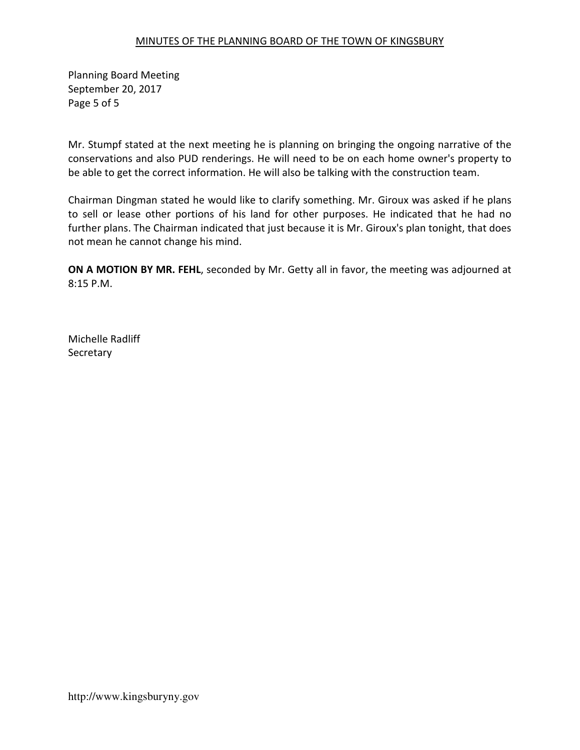Mr. Stumpf stated at the next meeting he is planning on bringing the ongoing narrative of the conservations and also PUD renderings. He will need to be on each home owner's property to be able to get the correct information. He will also be talking with the construction team.

Chairman Dingman stated he would like to clarify something. Mr. Giroux was asked if he plans to sell or lease other portions of his land for other purposes. He indicated that he had no further plans. The Chairman indicated that just because it is Mr. Giroux's plan tonight, that does not mean he cannot change his mind.

**ON A MOTION BY MR. FEHL**, seconded by Mr. Getty all in favor, the meeting was adjourned at 8:15 P.M.

Michelle Radliff
Secretary